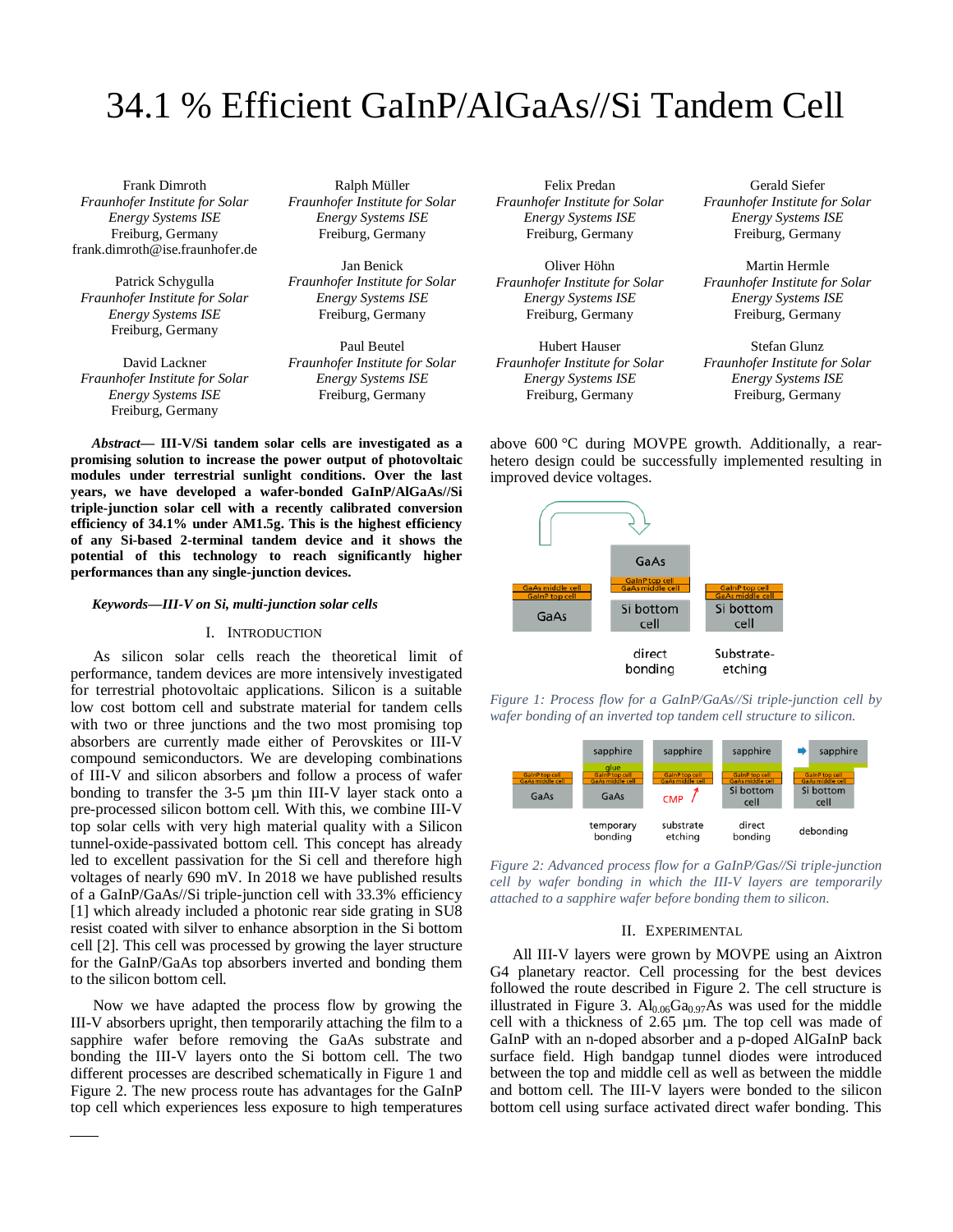# 34.1 % Efficient GaInP/AlGaAs//Si Tandem Cell

Frank Dimroth
*Fraunhofer Institute for Solar Energy Systems ISE*
Freiburg, Germany
frank.dimroth@ise.fraunhofer.de

Ralph Müller
*Fraunhofer Institute for Solar Energy Systems ISE*
Freiburg, Germany

Felix Predan
*Fraunhofer Institute for Solar Energy Systems ISE*
Freiburg, Germany

Gerald Siefer
*Fraunhofer Institute for Solar Energy Systems ISE*
Freiburg, Germany

Patrick Schygulla
*Fraunhofer Institute for Solar Energy Systems ISE*
Freiburg, Germany

Jan Benick
*Fraunhofer Institute for Solar Energy Systems ISE*
Freiburg, Germany

Oliver Höhn
*Fraunhofer Institute for Solar Energy Systems ISE*
Freiburg, Germany

Martin Hermle
*Fraunhofer Institute for Solar Energy Systems ISE*
Freiburg, Germany

David Lackner
*Fraunhofer Institute for Solar Energy Systems ISE*
Freiburg, Germany

Paul Beutel
*Fraunhofer Institute for Solar Energy Systems ISE*
Freiburg, Germany

Hubert Hauser
*Fraunhofer Institute for Solar Energy Systems ISE*
Freiburg, Germany

Stefan Glunz
*Fraunhofer Institute for Solar Energy Systems ISE*
Freiburg, Germany

***Abstract*— III-V/Si tandem solar cells are investigated as a promising solution to increase the power output of photovoltaic modules under terrestrial sunlight conditions. Over the last years, we have developed a wafer-bonded GaInP/AlGaAs//Si triple-junction solar cell with a recently calibrated conversion efficiency of 34.1% under AM1.5g. This is the highest efficiency of any Si-based 2-terminal tandem device and it shows the potential of this technology to reach significantly higher performances than any single-junction devices.**

***Keywords—III-V on Si, multi-junction solar cells***

## I. Introduction

As silicon solar cells reach the theoretical limit of performance, tandem devices are more intensively investigated for terrestrial photovoltaic applications. Silicon is a suitable low cost bottom cell and substrate material for tandem cells with two or three junctions and the two most promising top absorbers are currently made either of Perovskites or III-V compound semiconductors. We are developing combinations of III-V and silicon absorbers and follow a process of wafer bonding to transfer the 3-5 µm thin III-V layer stack onto a pre-processed silicon bottom cell. With this, we combine III-V top solar cells with very high material quality with a Silicon tunnel-oxide-passivated bottom cell. This concept has already led to excellent passivation for the Si cell and therefore high voltages of nearly 690 mV. In 2018 we have published results of a GaInP/GaAs//Si triple-junction cell with 33.3% efficiency [1] which already included a photonic rear side grating in SU8 resist coated with silver to enhance absorption in the Si bottom cell [2]. This cell was processed by growing the layer structure for the GaInP/GaAs top absorbers inverted and bonding them to the silicon bottom cell.

Now we have adapted the process flow by growing the III-V absorbers upright, then temporarily attaching the film to a sapphire wafer before removing the GaAs substrate and bonding the III-V layers onto the Si bottom cell. The two different processes are described schematically in Figure 1 and Figure 2. The new process route has advantages for the GaInP top cell which experiences less exposure to high temperatures above 600 °C during MOVPE growth. Additionally, a rear-hetero design could be successfully implemented resulting in improved device voltages.

*Figure 1: Process flow for a GaInP/GaAs//Si triple-junction cell by wafer bonding of an inverted top tandem cell structure to silicon.*

*Figure 2: Advanced process flow for a GaInP/Gas//Si triple-junction cell by wafer bonding in which the III-V layers are temporarily attached to a sapphire wafer before bonding them to silicon.*

## II. Experimental

All III-V layers were grown by MOVPE using an Aixtron G4 planetary reactor. Cell processing for the best devices followed the route described in Figure 2. The cell structure is illustrated in Figure 3. $Al_{0.06}Ga_{0.97}As$ was used for the middle cell with a thickness of 2.65 µm. The top cell was made of GaInP with an n-doped absorber and a p-doped AlGaInP back surface field. High bandgap tunnel diodes were introduced between the top and middle cell as well as between the middle and bottom cell. The III-V layers were bonded to the silicon bottom cell using surface activated direct wafer bonding. This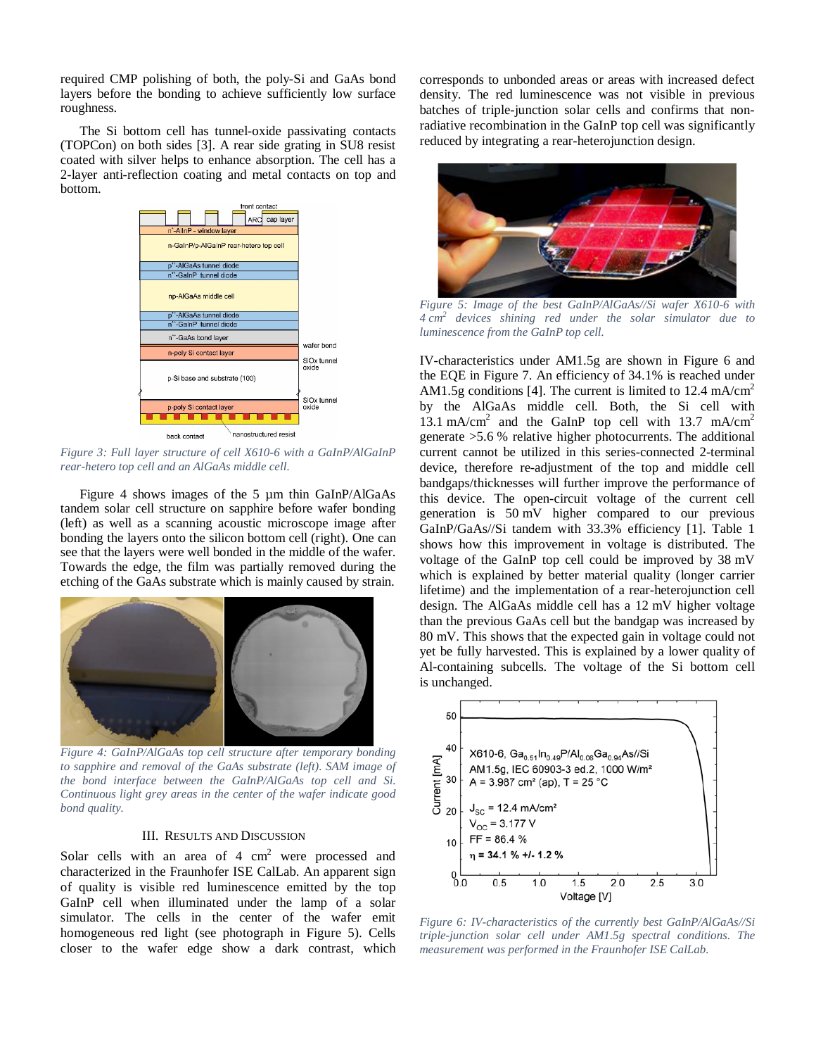required CMP polishing of both, the poly-Si and GaAs bond layers before the bonding to achieve sufficiently low surface roughness.

The Si bottom cell has tunnel-oxide passivating contacts (TOPCon) on both sides [3]. A rear side grating in SU8 resist coated with silver helps to enhance absorption. The cell has a 2-layer anti-reflection coating and metal contacts on top and bottom.

*Figure 3: Full layer structure of cell X610-6 with a GaInP/AlGaInP rear-hetero top cell and an AlGaAs middle cell.*

Figure 4 shows images of the 5 µm thin GaInP/AlGaAs tandem solar cell structure on sapphire before wafer bonding (left) as well as a scanning acoustic microscope image after bonding the layers onto the silicon bottom cell (right). One can see that the layers were well bonded in the middle of the wafer. Towards the edge, the film was partially removed during the etching of the GaAs substrate which is mainly caused by strain.

*Figure 4: GaInP/AlGaAs top cell structure after temporary bonding to sapphire and removal of the GaAs substrate (left). SAM image of the bond interface between the GaInP/AlGaAs top cell and Si. Continuous light grey areas in the center of the wafer indicate good bond quality.*

## III. Results and Discussion

Solar cells with an area of 4 cm$^2$ were processed and characterized in the Fraunhofer ISE CalLab. An apparent sign of quality is visible red luminescence emitted by the top GaInP cell when illuminated under the lamp of a solar simulator. The cells in the center of the wafer emit homogeneous red light (see photograph in Figure 5). Cells closer to the wafer edge show a dark contrast, which corresponds to unbonded areas or areas with increased defect density. The red luminescence was not visible in previous batches of triple-junction solar cells and confirms that non-radiative recombination in the GaInP top cell was significantly reduced by integrating a rear-heterojunction design.

*Figure 5: Image of the best GaInP/AlGaAs//Si wafer X610-6 with 4 cm$^2$ devices shining red under the solar simulator due to luminescence from the GaInP top cell.*

IV-characteristics under AM1.5g are shown in Figure 6 and the EQE in Figure 7. An efficiency of 34.1% is reached under AM1.5g conditions [4]. The current is limited to 12.4 mA/cm$^2$ by the AlGaAs middle cell. Both, the Si cell with 13.1 mA/cm$^2$ and the GaInP top cell with 13.7 mA/cm$^2$ generate >5.6 % relative higher photocurrents. The additional current cannot be utilized in this series-connected 2-terminal device, therefore re-adjustment of the top and middle cell bandgaps/thicknesses will further improve the performance of this device. The open-circuit voltage of the current cell generation is 50 mV higher compared to our previous GaInP/GaAs//Si tandem with 33.3% efficiency [1]. Table 1 shows how this improvement in voltage is distributed. The voltage of the GaInP top cell could be improved by 38 mV which is explained by better material quality (longer carrier lifetime) and the implementation of a rear-heterojunction cell design. The AlGaAs middle cell has a 12 mV higher voltage than the previous GaAs cell but the bandgap was increased by 80 mV. This shows that the expected gain in voltage could not yet be fully harvested. This is explained by a lower quality of Al-containing subcells. The voltage of the Si bottom cell is unchanged.

*Figure 6: IV-characteristics of the currently best GaInP/AlGaAs//Si triple-junction solar cell under AM1.5g spectral conditions. The measurement was performed in the Fraunhofer ISE CalLab.*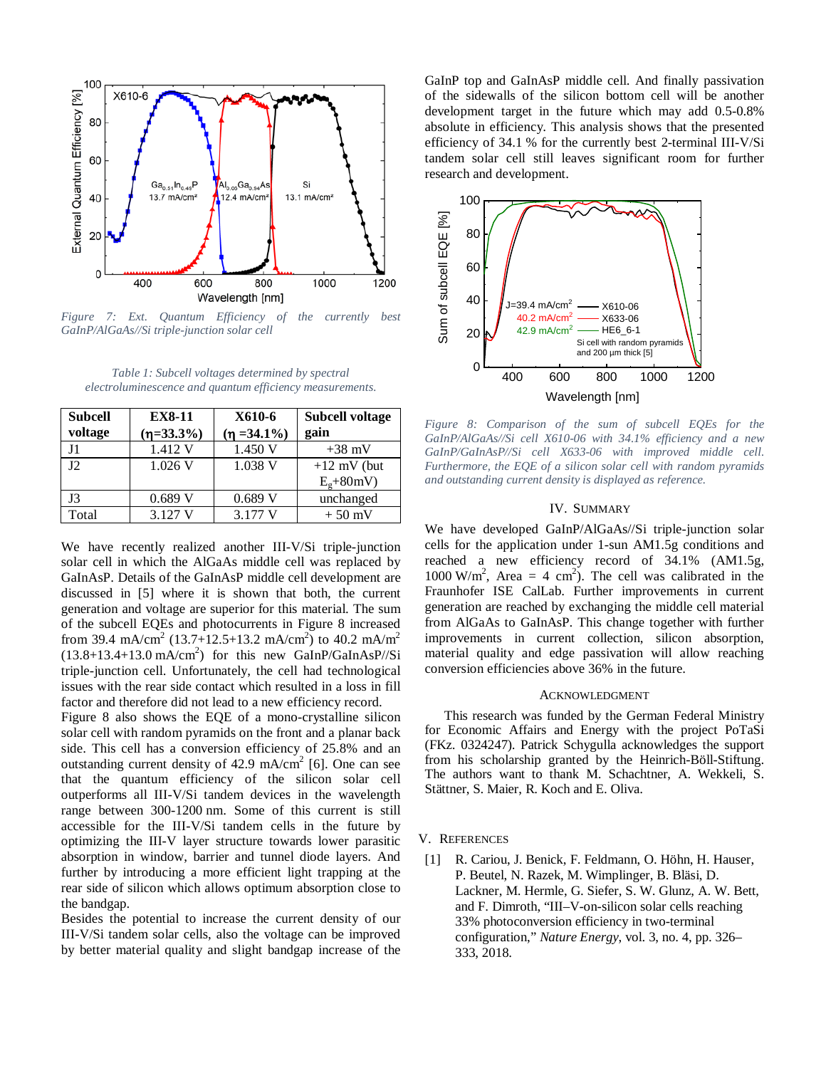*Figure 7: Ext. Quantum Efficiency of the currently best GaInP/AlGaAs//Si triple-junction solar cell*

*Table 1: Subcell voltages determined by spectral electroluminescence and quantum efficiency measurements.*

| Subcell voltage | EX8-11 ($\eta$=33.3%) | X610-6 ($\eta$ =34.1%) | Subcell voltage gain |
|---|---|---|---|
| J1 | 1.412 V | 1.450 V | +38 mV |
| J2 | 1.026 V | 1.038 V | +12 mV (but $E_g$+80mV) |
| J3 | 0.689 V | 0.689 V | unchanged |
| Total | 3.127 V | 3.177 V | + 50 mV |

We have recently realized another III-V/Si triple-junction solar cell in which the AlGaAs middle cell was replaced by GaInAsP. Details of the GaInAsP middle cell development are discussed in [5] where it is shown that both, the current generation and voltage are superior for this material. The sum of the subcell EQEs in Figure 8 increased from 39.4 mA/cm$^2$ (13.7+12.5+13.2 mA/cm$^2$) to 40.2 mA/m$^2$ (13.8+13.4+13.0 mA/cm$^2$) for this new GaInP/GaInAsP//Si triple-junction cell. Unfortunately, the cell had technological issues with the rear side contact which resulted in a loss in fill factor and therefore did not lead to a new efficiency record.

Figure 8 also shows the EQE of a mono-crystalline silicon solar cell with random pyramids on the front and a planar back side. This cell has a conversion efficiency of 25.8% and an outstanding current density of 42.9 mA/cm$^2$ [6]. One can see that the quantum efficiency of the silicon solar cell outperforms all III-V/Si tandem devices in the wavelength range between 300-1200 nm. Some of this current is still accessible for the III-V/Si tandem cells in the future by optimizing the III-V layer structure towards lower parasitic absorption in window, barrier and tunnel diode layers. And further by introducing a more efficient light trapping at the rear side of silicon which allows optimum absorption close to the bandgap.

Besides the potential to increase the current density of our III-V/Si tandem solar cells, also the voltage can be improved by better material quality and slight bandgap increase of the GaInP top and GaInAsP middle cell. And finally passivation of the sidewalls of the silicon bottom cell will be another development target in the future which may add 0.5-0.8% absolute in efficiency. This analysis shows that the presented efficiency of 34.1 % for the currently best 2-terminal III-V/Si tandem solar cell still leaves significant room for further research and development.

*Figure 8: Comparison of the sum of subcell EQEs for the GaInP/AlGaAs//Si cell X610-06 with 34.1% efficiency and a new GaInP/GaInAsP//Si cell X633-06 with improved middle cell. Furthermore, the EQE of a silicon solar cell with random pyramids and outstanding current density is displayed as reference.*

## IV. Summary

We have developed GaInP/AlGaAs//Si triple-junction solar cells for the application under 1-sun AM1.5g conditions and reached a new efficiency record of 34.1% (AM1.5g, 1000 W/m$^2$, Area = 4 cm$^2$). The cell was calibrated in the Fraunhofer ISE CalLab. Further improvements in current generation are reached by exchanging the middle cell material from AlGaAs to GaInAsP. This change together with further improvements in current collection, silicon absorption, material quality and edge passivation will allow reaching conversion efficiencies above 36% in the future.

## Acknowledgment

This research was funded by the German Federal Ministry for Economic Affairs and Energy with the project PoTaSi (FKz. 0324247). Patrick Schygulla acknowledges the support from his scholarship granted by the Heinrich-Böll-Stiftung. The authors want to thank M. Schachtner, A. Wekkeli, S. Stättner, S. Maier, R. Koch and E. Oliva.

## V. References

[1] R. Cariou, J. Benick, F. Feldmann, O. Höhn, H. Hauser, P. Beutel, N. Razek, M. Wimplinger, B. Bläsi, D. Lackner, M. Hermle, G. Siefer, S. W. Glunz, A. W. Bett, and F. Dimroth, "III–V-on-silicon solar cells reaching 33% photoconversion efficiency in two-terminal configuration," *Nature Energy*, vol. 3, no. 4, pp. 326–333, 2018.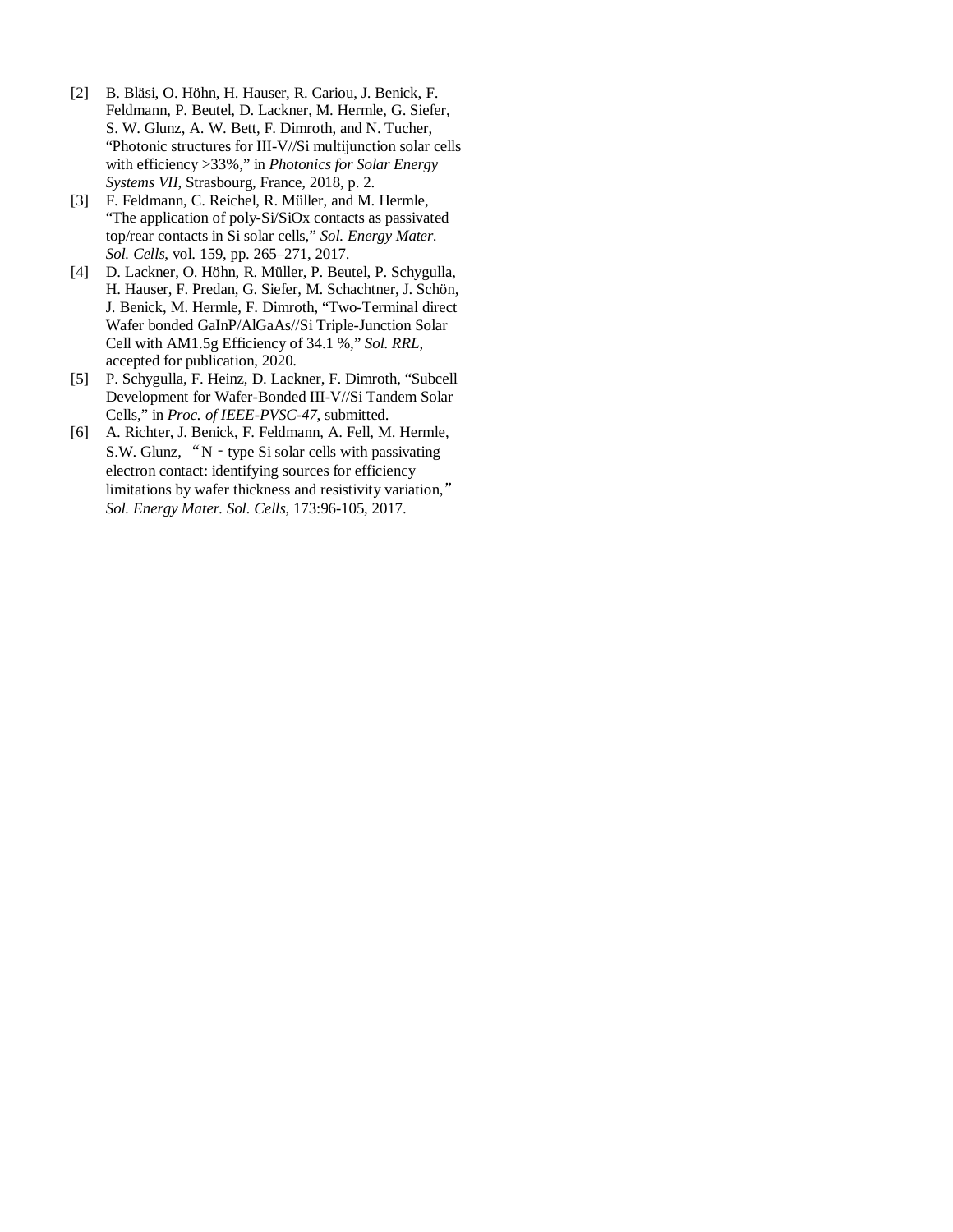[2] B. Bläsi, O. Höhn, H. Hauser, R. Cariou, J. Benick, F. Feldmann, P. Beutel, D. Lackner, M. Hermle, G. Siefer, S. W. Glunz, A. W. Bett, F. Dimroth, and N. Tucher, "Photonic structures for III-V//Si multijunction solar cells with efficiency >33%," in *Photonics for Solar Energy Systems VII*, Strasbourg, France, 2018, p. 2.

[3] F. Feldmann, C. Reichel, R. Müller, and M. Hermle, "The application of poly-Si/SiOx contacts as passivated top/rear contacts in Si solar cells," *Sol. Energy Mater. Sol. Cells*, vol. 159, pp. 265–271, 2017.

[4] D. Lackner, O. Höhn, R. Müller, P. Beutel, P. Schygulla, H. Hauser, F. Predan, G. Siefer, M. Schachtner, J. Schön, J. Benick, M. Hermle, F. Dimroth, "Two-Terminal direct Wafer bonded GaInP/AlGaAs//Si Triple-Junction Solar Cell with AM1.5g Efficiency of 34.1 %," *Sol. RRL*, accepted for publication, 2020.

[5] P. Schygulla, F. Heinz, D. Lackner, F. Dimroth, "Subcell Development for Wafer-Bonded III-V//Si Tandem Solar Cells," in *Proc. of IEEE-PVSC-47*, submitted.

[6] A. Richter, J. Benick, F. Feldmann, A. Fell, M. Hermle, S.W. Glunz, "N‑type Si solar cells with passivating electron contact: identifying sources for efficiency limitations by wafer thickness and resistivity variation," *Sol. Energy Mater. Sol. Cells*, 173:96-105, 2017.